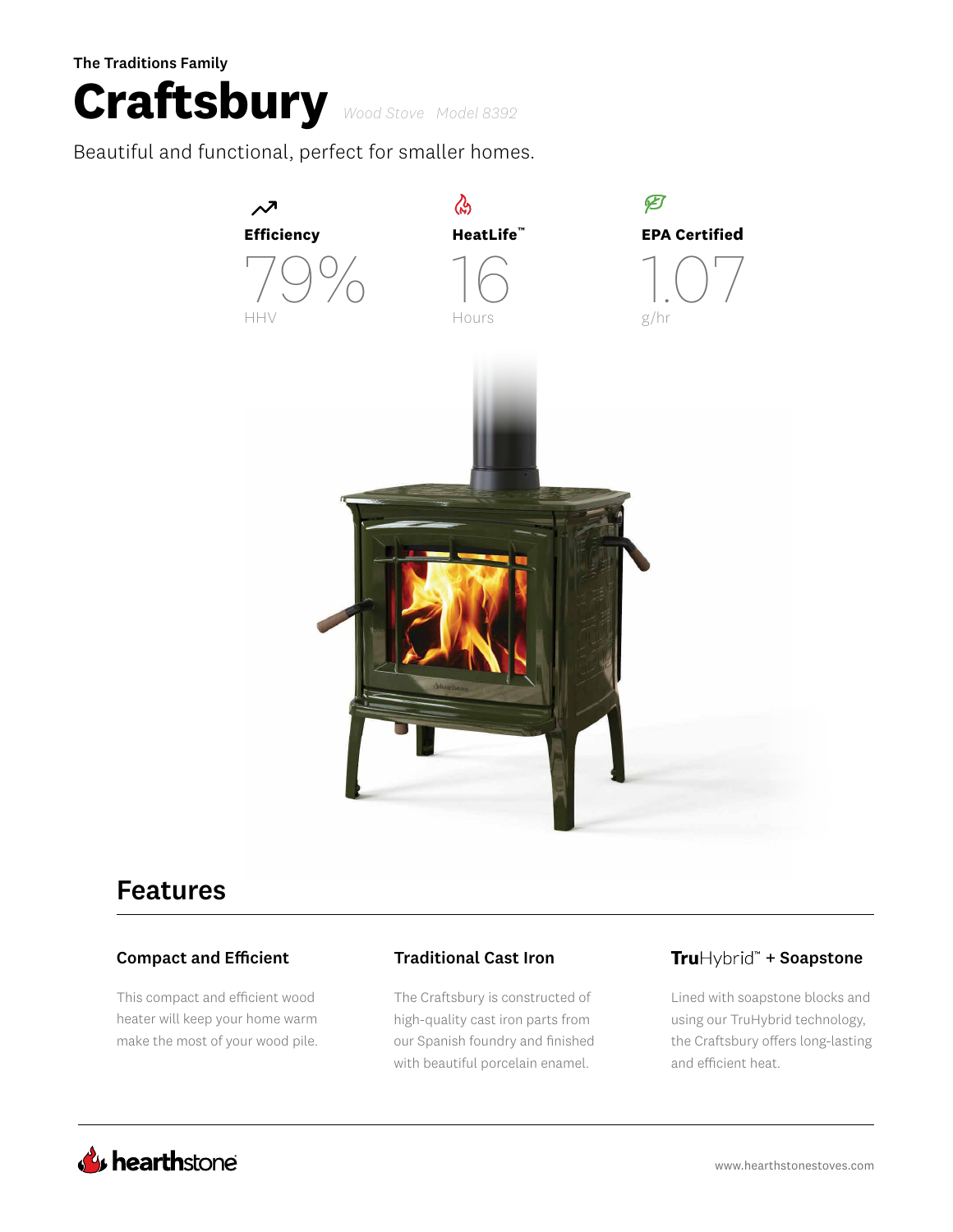The Traditions Family

# Craftsbury

*Wood Stove Model 8392*

Beautiful and functional, perfect for smaller homes.

**Efficiency**

79%

HHV

**HeatLife™**

16

Hours

**EPA Certified**

1.07

g/hr

## Features

### Compact and Efficient

This compact and efficient wood heater will keep your home warm make the most of your wood pile.

### Traditional Cast Iron

The Craftsbury is constructed of high-quality cast iron parts from our Spanish foundry and finished with beautiful porcelain enamel.

### TruHybrid™ + Soapstone

Lined with soapstone blocks and using our TruHybrid technology, the Craftsbury offers long-lasting and efficient heat.

hearthstone

www.hearthstonestoves.com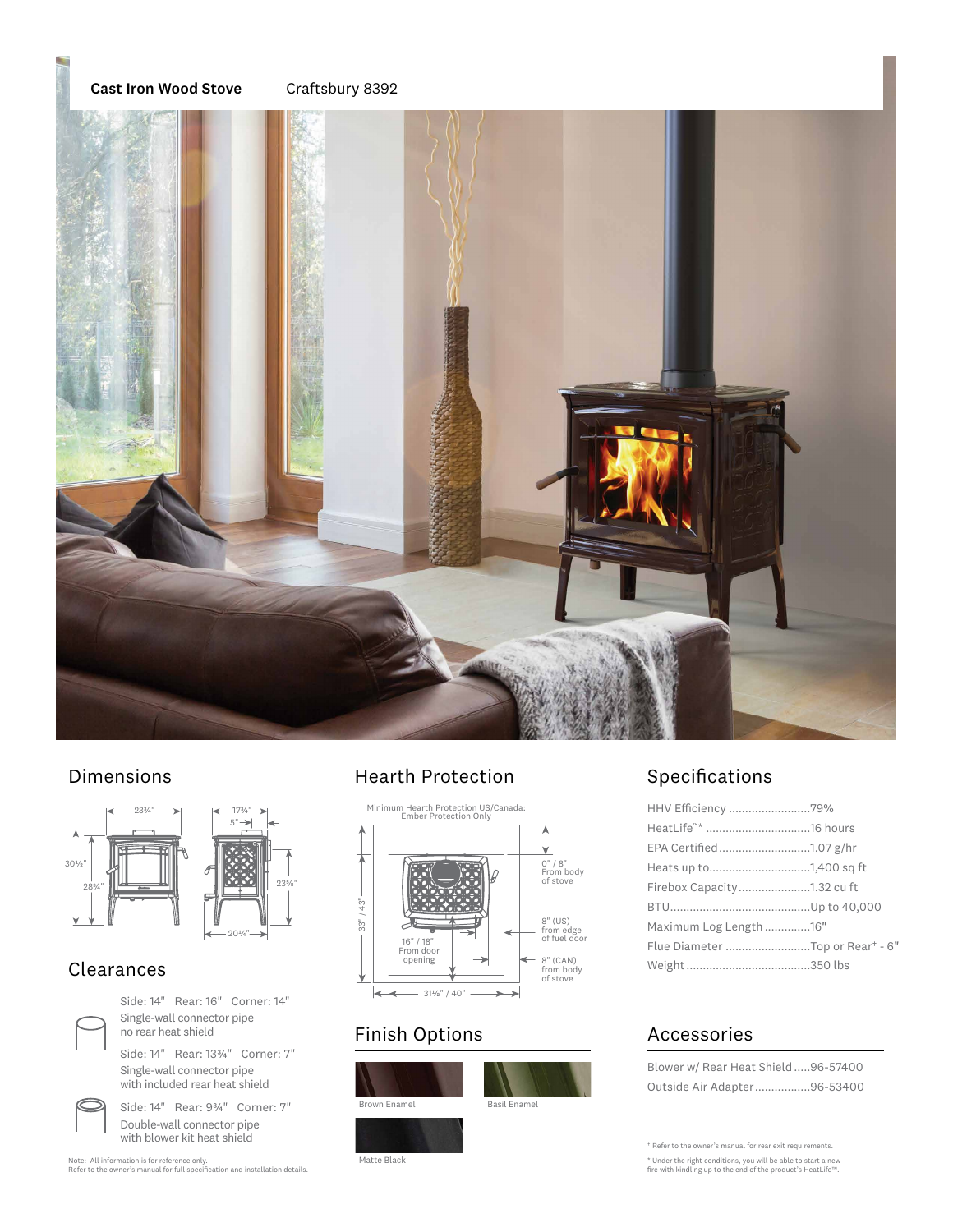**Cast Iron Wood Stove** Craftsbury 8392

## Dimensions

23¾"
17¾"
5"
30½"
28¾"
23⅝"
20¼"

## Clearances

Side: 14" Rear: 16" Corner: 14"
Single-wall connector pipe
no rear heat shield

Side: 14" Rear: 13¾" Corner: 7"
Single-wall connector pipe
with included rear heat shield

Side: 14" Rear: 9¾" Corner: 7"
Double-wall connector pipe
with blower kit heat shield

Note: All information is for reference only.
Refer to the owner's manual for full specification and installation details.

## Hearth Protection

Minimum Hearth Protection US/Canada:
Ember Protection Only

0" / 8"
From body
of stove

8" (US)
from edge
of fuel door

16" / 18"
From door
opening

8" (CAN)
from body
of stove

33" / 43"

31½" / 40"

## Finish Options

Brown Enamel

Basil Enamel

Matte Black

## Specifications

| | |
|---|---|
| HHV Efficiency | 79% |
| HeatLife™* | 16 hours |
| EPA Certified | 1.07 g/hr |
| Heats up to | 1,400 sq ft |
| Firebox Capacity | 1.32 cu ft |
| BTU | Up to 40,000 |
| Maximum Log Length | 16" |
| Flue Diameter | Top or Rear† - 6" |
| Weight | 350 lbs |

## Accessories

| | |
|---|---|
| Blower w/ Rear Heat Shield | 96-57400 |
| Outside Air Adapter | 96-53400 |

† Refer to the owner's manual for rear exit requirements.

* Under the right conditions, you will be able to start a new fire with kindling up to the end of the product's HeatLife™.